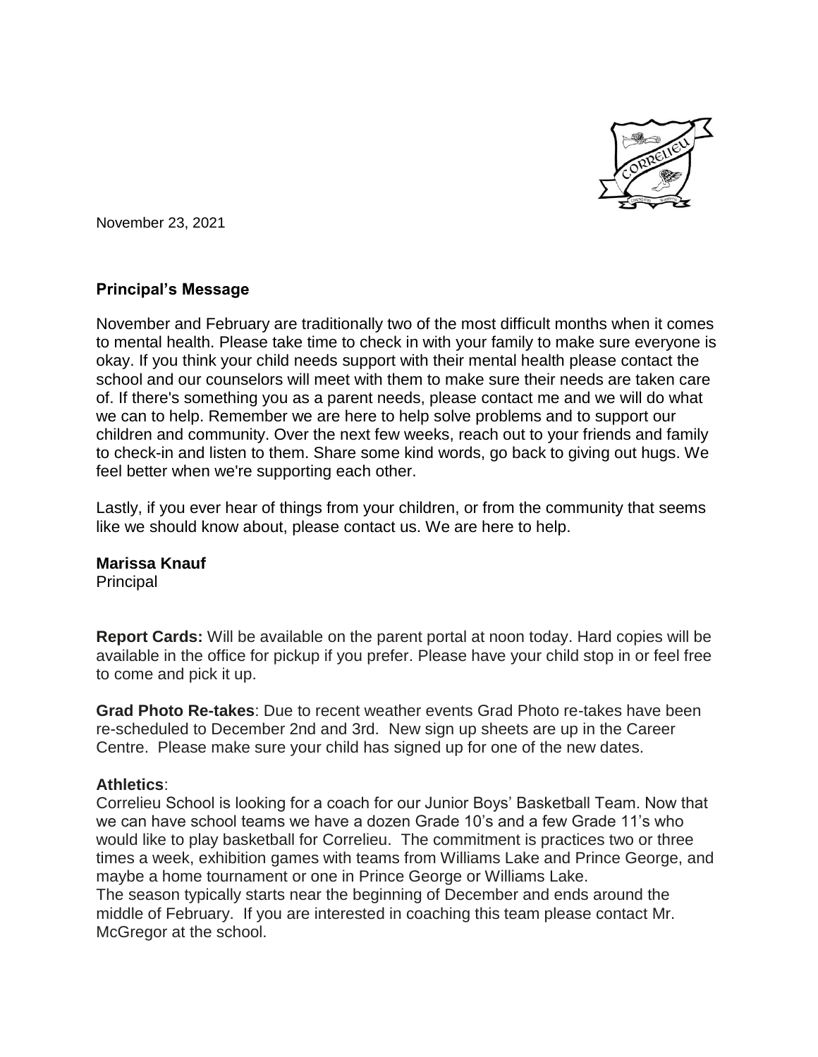November 23, 2021

**Principal's Message**

November and February are traditionally two of the most difficult months when it comes to mental health. Please take time to check in with your family to make sure everyone is okay. If you think your child needs support with their mental health please contact the school and our counselors will meet with them to make sure their needs are taken care of. If there's something you as a parent needs, please contact me and we will do what we can to help. Remember we are here to help solve problems and to support our children and community. Over the next few weeks, reach out to your friends and family to check-in and listen to them. Share some kind words, go back to giving out hugs. We feel better when we're supporting each other.

Lastly, if you ever hear of things from your children, or from the community that seems like we should know about, please contact us. We are here to help.

**Marissa Knauf**
Principal

**Report Cards:** Will be available on the parent portal at noon today. Hard copies will be available in the office for pickup if you prefer. Please have your child stop in or feel free to come and pick it up.

**Grad Photo Re-takes**: Due to recent weather events Grad Photo re-takes have been re-scheduled to December 2nd and 3rd. New sign up sheets are up in the Career Centre. Please make sure your child has signed up for one of the new dates.

**Athletics**:
Correlieu School is looking for a coach for our Junior Boys' Basketball Team. Now that we can have school teams we have a dozen Grade 10's and a few Grade 11's who would like to play basketball for Correlieu. The commitment is practices two or three times a week, exhibition games with teams from Williams Lake and Prince George, and maybe a home tournament or one in Prince George or Williams Lake.
The season typically starts near the beginning of December and ends around the middle of February. If you are interested in coaching this team please contact Mr. McGregor at the school.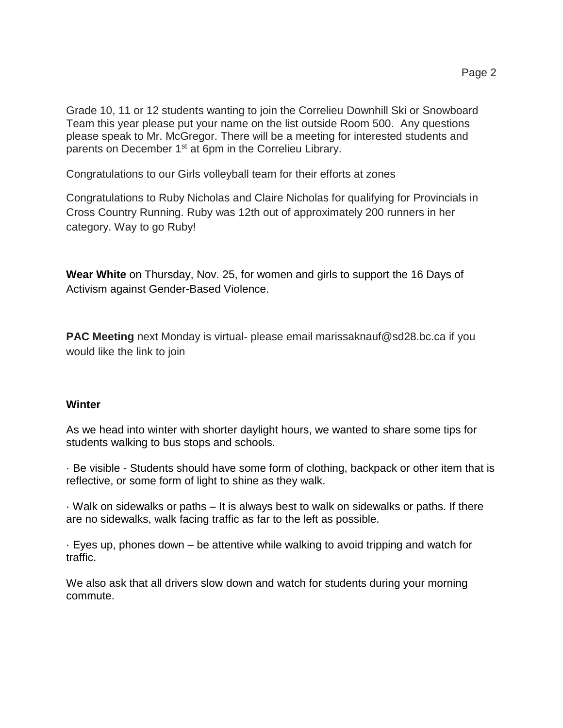Grade 10, 11 or 12 students wanting to join the Correlieu Downhill Ski or Snowboard Team this year please put your name on the list outside Room 500. Any questions please speak to Mr. McGregor. There will be a meeting for interested students and parents on December 1st at 6pm in the Correlieu Library.

Congratulations to our Girls volleyball team for their efforts at zones

Congratulations to Ruby Nicholas and Claire Nicholas for qualifying for Provincials in Cross Country Running. Ruby was 12th out of approximately 200 runners in her category. Way to go Ruby!

**Wear White** on Thursday, Nov. 25, for women and girls to support the 16 Days of Activism against Gender-Based Violence.

**PAC Meeting** next Monday is virtual- please email marissaknauf@sd28.bc.ca if you would like the link to join

**Winter**

As we head into winter with shorter daylight hours, we wanted to share some tips for students walking to bus stops and schools.

· Be visible - Students should have some form of clothing, backpack or other item that is reflective, or some form of light to shine as they walk.

· Walk on sidewalks or paths – It is always best to walk on sidewalks or paths. If there are no sidewalks, walk facing traffic as far to the left as possible.

· Eyes up, phones down – be attentive while walking to avoid tripping and watch for traffic.

We also ask that all drivers slow down and watch for students during your morning commute.